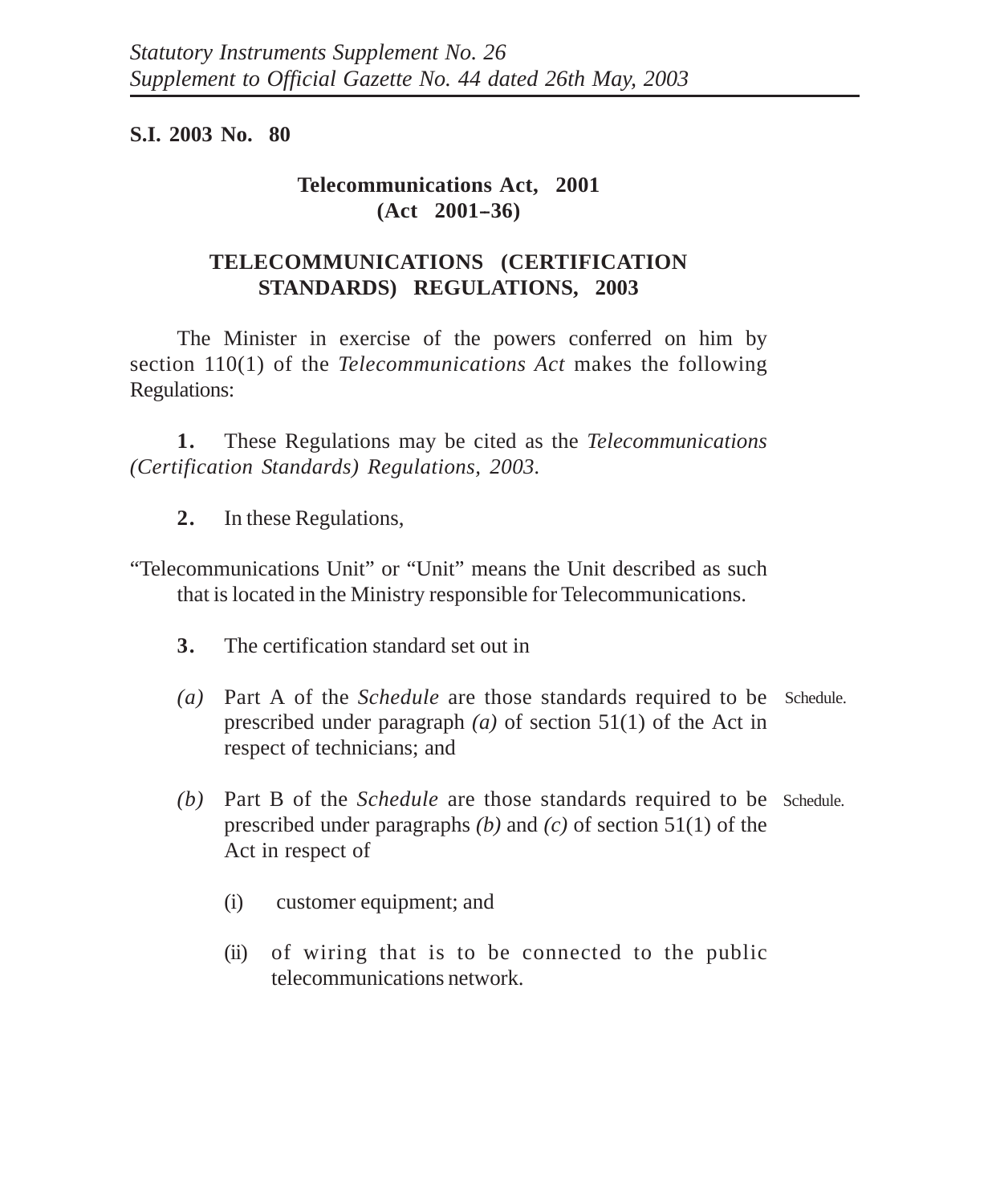*Statutory Instruments Supplement No. 26*
*Supplement to Official Gazette No. 44 dated 26th May, 2003*

**S.I. 2003 No. 80**

**Telecommunications Act, 2001**
**(Act 2001–36)**

## TELECOMMUNICATIONS (CERTIFICATION STANDARDS) REGULATIONS, 2003

The Minister in exercise of the powers conferred on him by section 110(1) of the *Telecommunications Act* makes the following Regulations:

**1.** These Regulations may be cited as the *Telecommunications (Certification Standards) Regulations, 2003.*

**2.** In these Regulations,

"Telecommunications Unit" or "Unit" means the Unit described as such that is located in the Ministry responsible for Telecommunications.

**3.** The certification standard set out in

*(a)* Part A of the *Schedule* are those standards required to be prescribed under paragraph *(a)* of section 51(1) of the Act in respect of technicians; and (Schedule.)

*(b)* Part B of the *Schedule* are those standards required to be prescribed under paragraphs *(b)* and *(c)* of section 51(1) of the Act in respect of (Schedule.)

(i) customer equipment; and

(ii) of wiring that is to be connected to the public telecommunications network.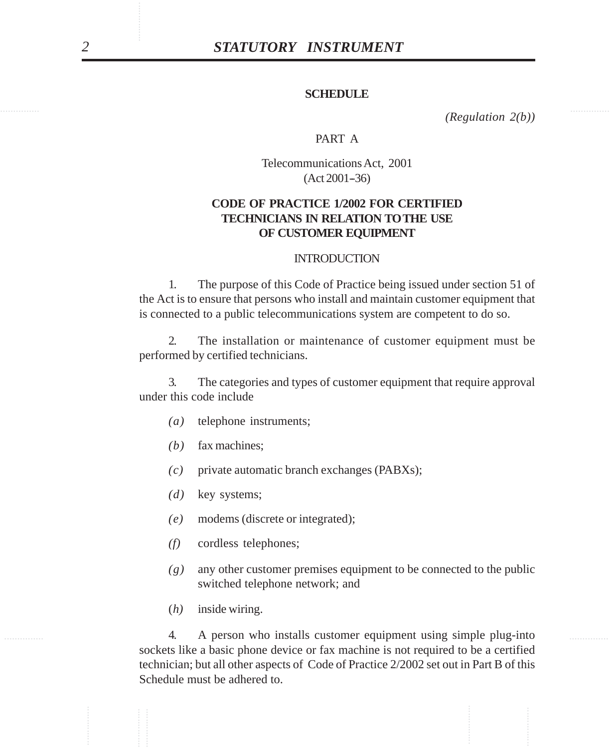## SCHEDULE

*(Regulation 2(b))*

PART A

Telecommunications Act, 2001
(Act 2001–36)

### CODE OF PRACTICE 1/2002 FOR CERTIFIED TECHNICIANS IN RELATION TO THE USE OF CUSTOMER EQUIPMENT

INTRODUCTION

1. The purpose of this Code of Practice being issued under section 51 of the Act is to ensure that persons who install and maintain customer equipment that is connected to a public telecommunications system are competent to do so.

2. The installation or maintenance of customer equipment must be performed by certified technicians.

3. The categories and types of customer equipment that require approval under this code include

*(a)* telephone instruments;

*(b)* fax machines;

*(c)* private automatic branch exchanges (PABXs);

*(d)* key systems;

*(e)* modems (discrete or integrated);

*(f)* cordless telephones;

*(g)* any other customer premises equipment to be connected to the public switched telephone network; and

(*h)* inside wiring.

4. A person who installs customer equipment using simple plug-into sockets like a basic phone device or fax machine is not required to be a certified technician; but all other aspects of Code of Practice 2/2002 set out in Part B of this Schedule must be adhered to.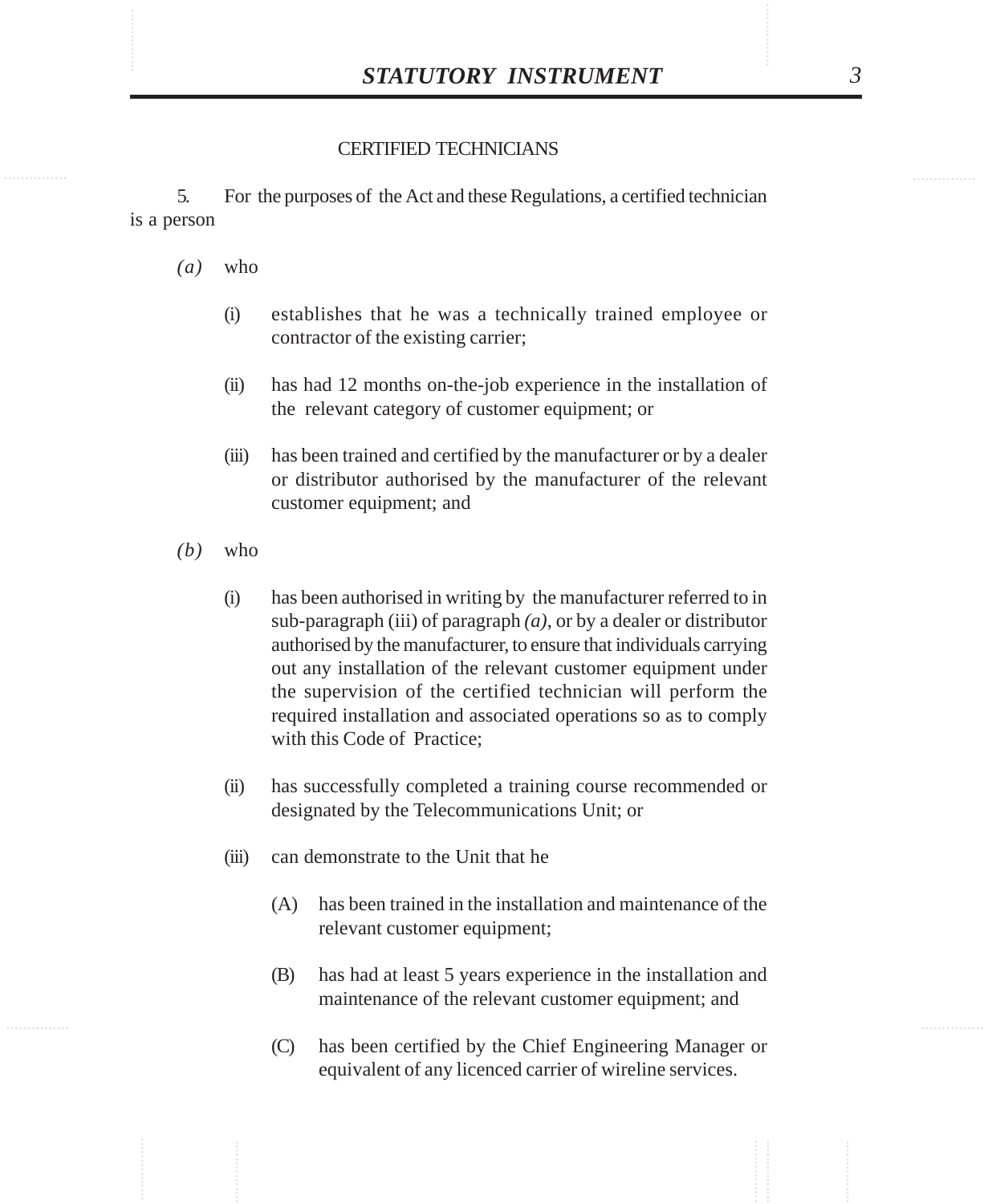## CERTIFIED TECHNICIANS

5. For the purposes of the Act and these Regulations, a certified technician is a person

*(a)* who

(i) establishes that he was a technically trained employee or contractor of the existing carrier;

(ii) has had 12 months on-the-job experience in the installation of the relevant category of customer equipment; or

(iii) has been trained and certified by the manufacturer or by a dealer or distributor authorised by the manufacturer of the relevant customer equipment; and

*(b)* who

(i) has been authorised in writing by the manufacturer referred to in sub-paragraph (iii) of paragraph *(a)*, or by a dealer or distributor authorised by the manufacturer, to ensure that individuals carrying out any installation of the relevant customer equipment under the supervision of the certified technician will perform the required installation and associated operations so as to comply with this Code of Practice;

(ii) has successfully completed a training course recommended or designated by the Telecommunications Unit; or

(iii) can demonstrate to the Unit that he

(A) has been trained in the installation and maintenance of the relevant customer equipment;

(B) has had at least 5 years experience in the installation and maintenance of the relevant customer equipment; and

(C) has been certified by the Chief Engineering Manager or equivalent of any licenced carrier of wireline services.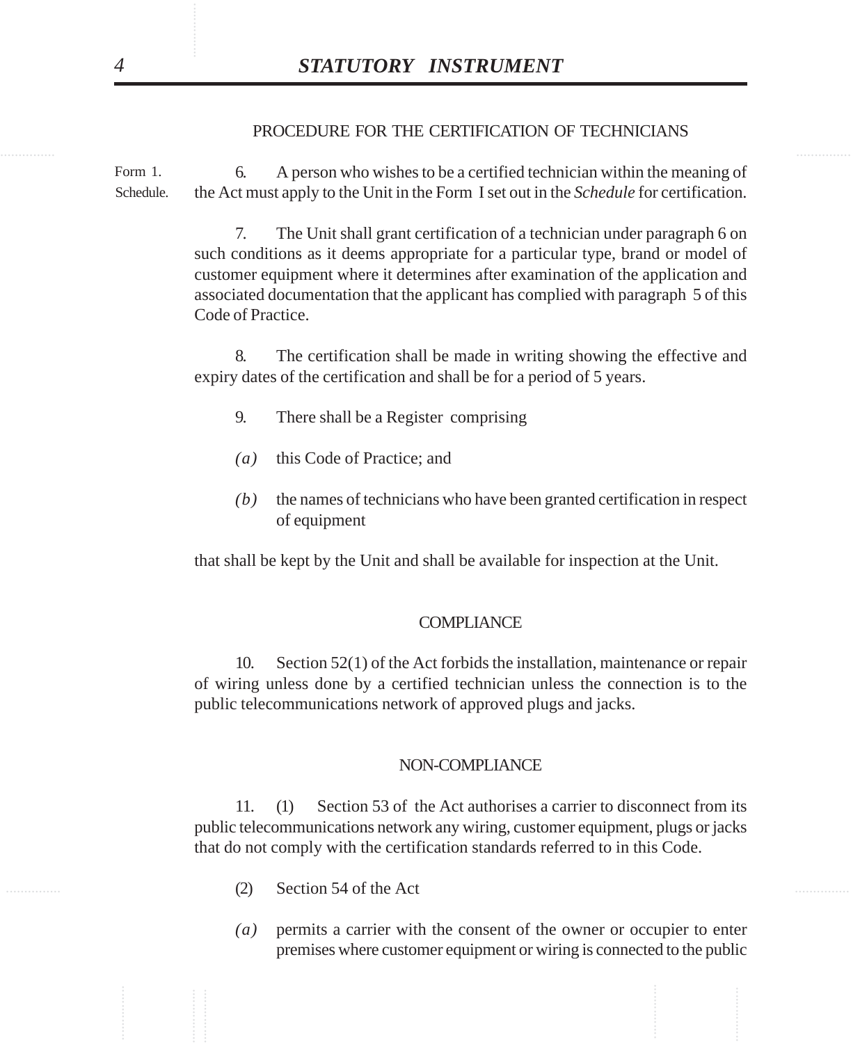## PROCEDURE FOR THE CERTIFICATION OF TECHNICIANS

Form 1. Schedule.

6. A person who wishes to be a certified technician within the meaning of the Act must apply to the Unit in the Form I set out in the *Schedule* for certification.

7. The Unit shall grant certification of a technician under paragraph 6 on such conditions as it deems appropriate for a particular type, brand or model of customer equipment where it determines after examination of the application and associated documentation that the applicant has complied with paragraph 5 of this Code of Practice.

8. The certification shall be made in writing showing the effective and expiry dates of the certification and shall be for a period of 5 years.

9. There shall be a Register comprising

*(a)* this Code of Practice; and

*(b)* the names of technicians who have been granted certification in respect of equipment

that shall be kept by the Unit and shall be available for inspection at the Unit.

## COMPLIANCE

10. Section 52(1) of the Act forbids the installation, maintenance or repair of wiring unless done by a certified technician unless the connection is to the public telecommunications network of approved plugs and jacks.

## NON-COMPLIANCE

11. (1) Section 53 of the Act authorises a carrier to disconnect from its public telecommunications network any wiring, customer equipment, plugs or jacks that do not comply with the certification standards referred to in this Code.

(2) Section 54 of the Act

*(a)* permits a carrier with the consent of the owner or occupier to enter premises where customer equipment or wiring is connected to the public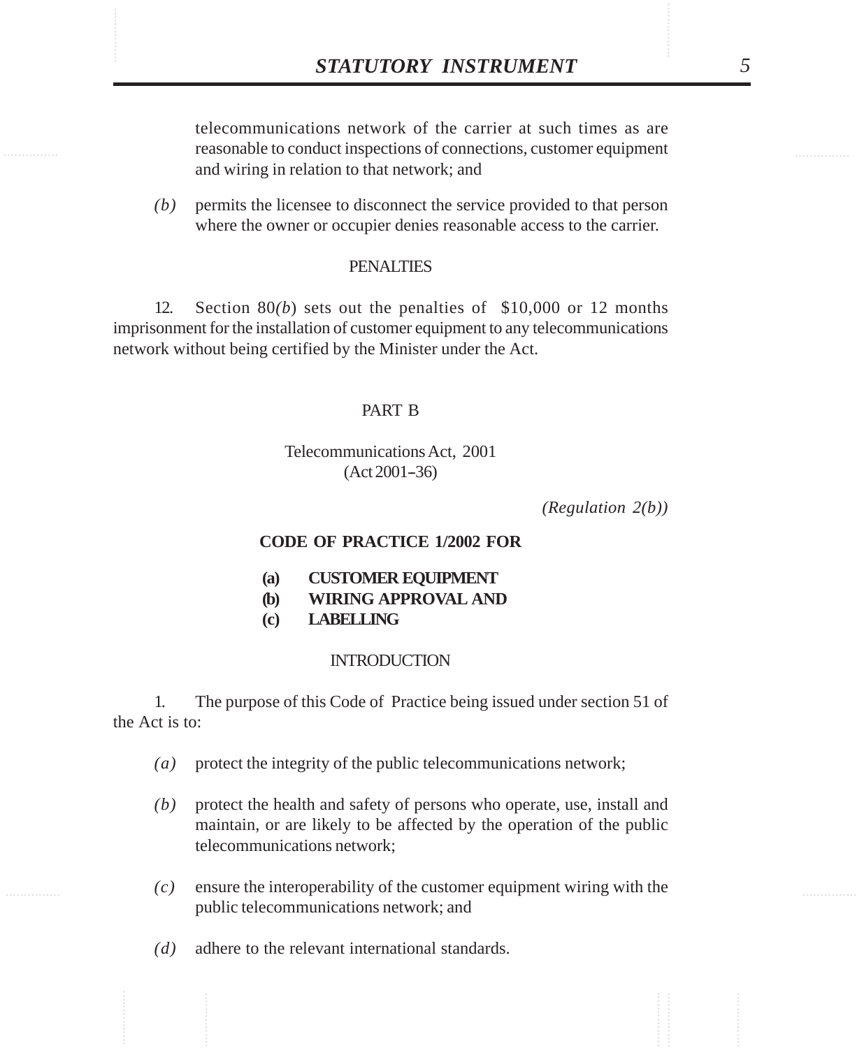telecommunications network of the carrier at such times as are reasonable to conduct inspections of connections, customer equipment and wiring in relation to that network; and

*(b)* permits the licensee to disconnect the service provided to that person where the owner or occupier denies reasonable access to the carrier.

PENALTIES

12. Section 80*(b*) sets out the penalties of $10,000 or 12 months imprisonment for the installation of customer equipment to any telecommunications network without being certified by the Minister under the Act.

PART B

Telecommunications Act, 2001
(Act 2001–36)

*(Regulation 2(b))*

**CODE OF PRACTICE 1/2002 FOR**

**(a) CUSTOMER EQUIPMENT**
**(b) WIRING APPROVAL AND**
**(c) LABELLING**

INTRODUCTION

1. The purpose of this Code of Practice being issued under section 51 of the Act is to:

*(a)* protect the integrity of the public telecommunications network;

*(b)* protect the health and safety of persons who operate, use, install and maintain, or are likely to be affected by the operation of the public telecommunications network;

*(c)* ensure the interoperability of the customer equipment wiring with the public telecommunications network; and

*(d)* adhere to the relevant international standards.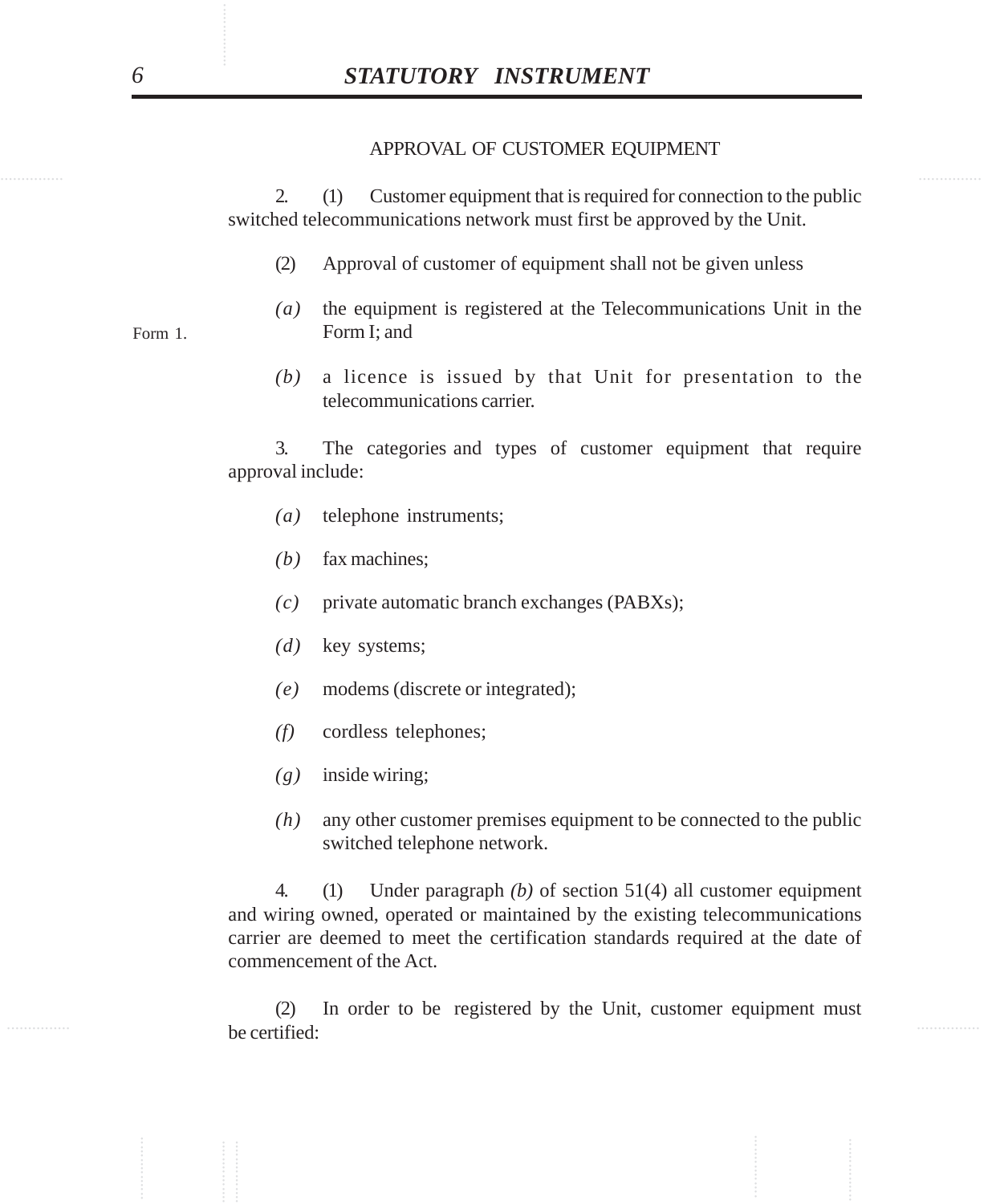## APPROVAL OF CUSTOMER EQUIPMENT

2. (1) Customer equipment that is required for connection to the public switched telecommunications network must first be approved by the Unit.

(2) Approval of customer of equipment shall not be given unless

*(a)* the equipment is registered at the Telecommunications Unit in the Form I; and

Form 1.

*(b)* a licence is issued by that Unit for presentation to the telecommunications carrier.

3. The categories and types of customer equipment that require approval include:

*(a)* telephone instruments;

*(b)* fax machines;

*(c)* private automatic branch exchanges (PABXs);

*(d)* key systems;

*(e)* modems (discrete or integrated);

*(f)* cordless telephones;

*(g)* inside wiring;

*(h)* any other customer premises equipment to be connected to the public switched telephone network.

4. (1) Under paragraph *(b)* of section 51(4) all customer equipment and wiring owned, operated or maintained by the existing telecommunications carrier are deemed to meet the certification standards required at the date of commencement of the Act.

(2) In order to be registered by the Unit, customer equipment must be certified: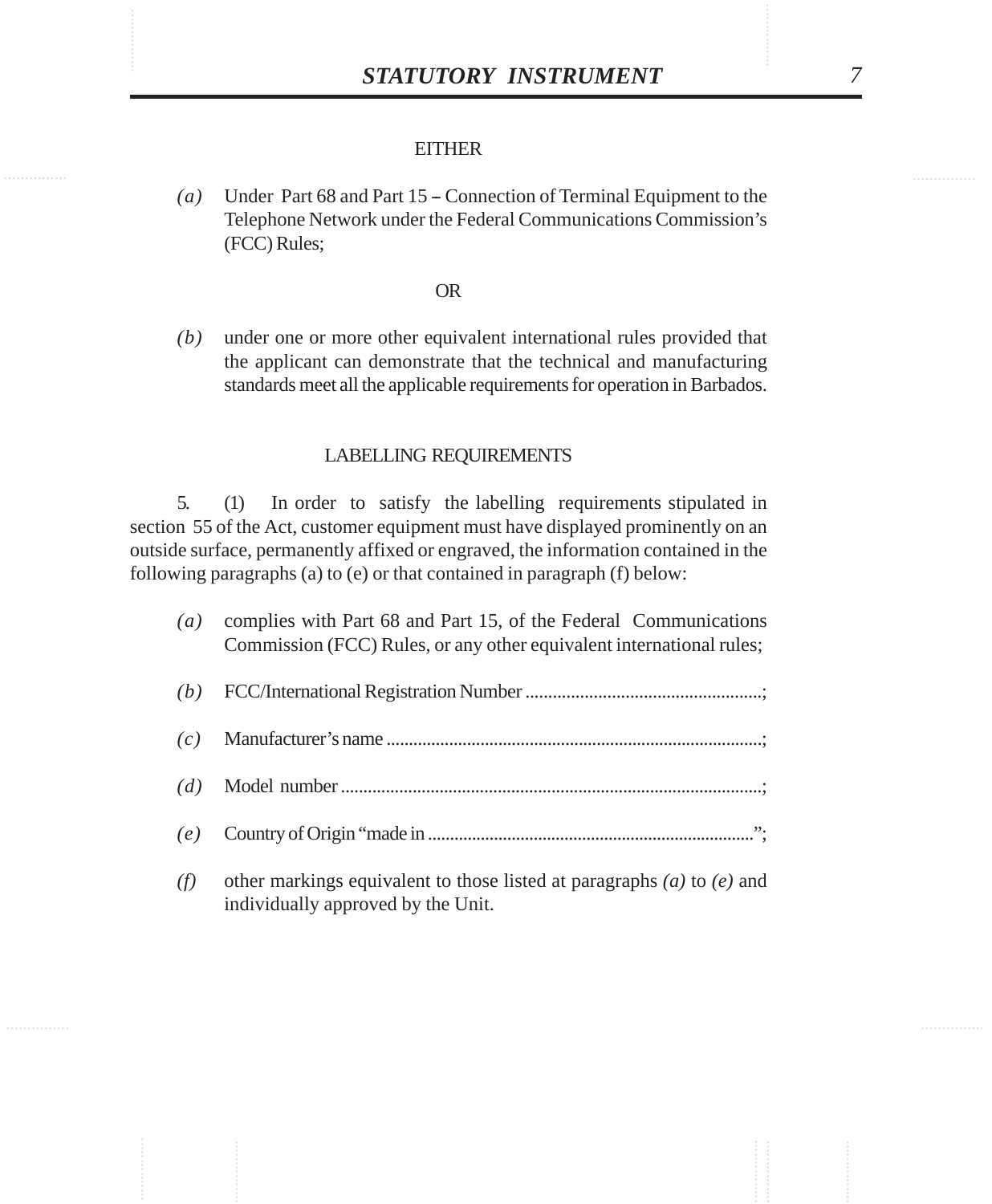EITHER

*(a)* Under Part 68 and Part 15 **–** Connection of Terminal Equipment to the Telephone Network under the Federal Communications Commission's (FCC) Rules;

OR

*(b)* under one or more other equivalent international rules provided that the applicant can demonstrate that the technical and manufacturing standards meet all the applicable requirements for operation in Barbados.

LABELLING REQUIREMENTS

5. (1) In order to satisfy the labelling requirements stipulated in section 55 of the Act, customer equipment must have displayed prominently on an outside surface, permanently affixed or engraved, the information contained in the following paragraphs (a) to (e) or that contained in paragraph (f) below:

*(a)* complies with Part 68 and Part 15, of the Federal Communications Commission (FCC) Rules, or any other equivalent international rules;

*(b)* FCC/International Registration Number .....................................................;

*(c)* Manufacturer's name ....................................................................................;

*(d)* Model number ..............................................................................................;

*(e)* Country of Origin "made in .........................................................................";

*(f)* other markings equivalent to those listed at paragraphs *(a)* to *(e)* and individually approved by the Unit.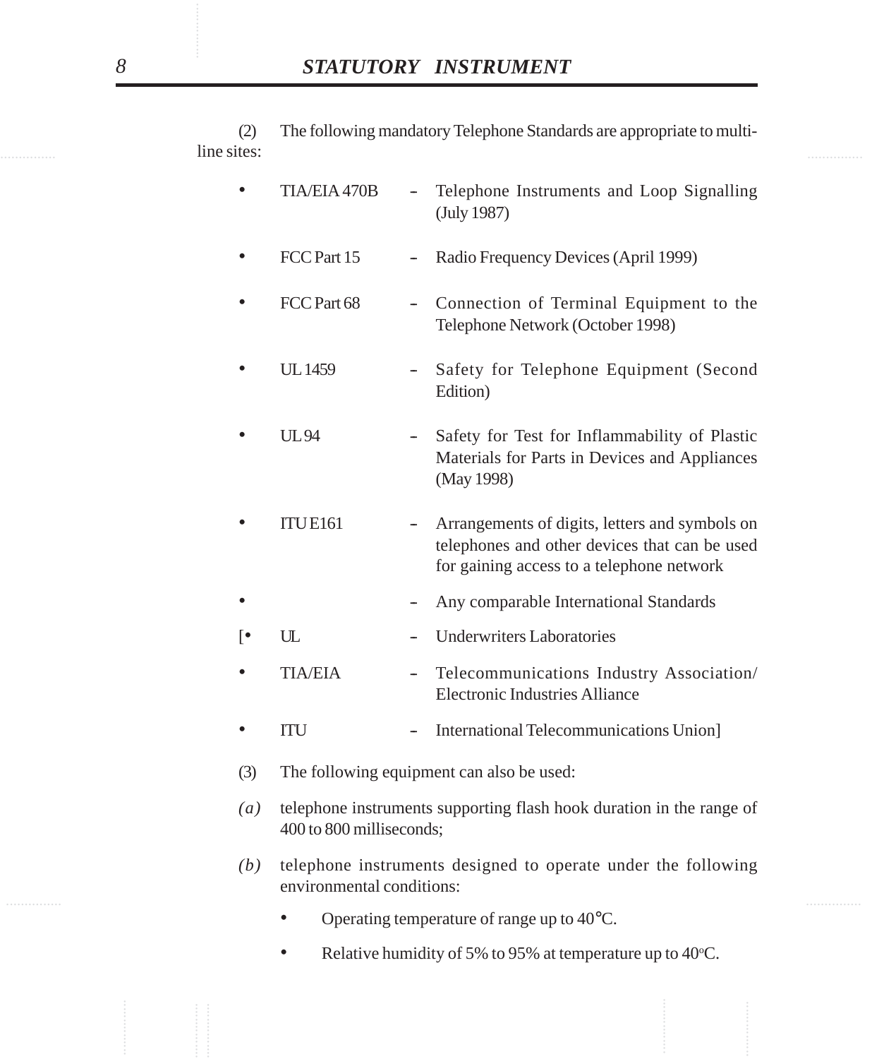(2) The following mandatory Telephone Standards are appropriate to multi-line sites:

- TIA/EIA 470B – Telephone Instruments and Loop Signalling (July 1987)
- FCC Part 15 – Radio Frequency Devices (April 1999)
- FCC Part 68 – Connection of Terminal Equipment to the Telephone Network (October 1998)
- UL 1459 – Safety for Telephone Equipment (Second Edition)
- UL 94 – Safety for Test for Inflammability of Plastic Materials for Parts in Devices and Appliances (May 1998)
- ITU E161 – Arrangements of digits, letters and symbols on telephones and other devices that can be used for gaining access to a telephone network
- – Any comparable International Standards

[• UL – Underwriters Laboratories

- TIA/EIA – Telecommunications Industry Association/ Electronic Industries Alliance
- ITU – International Telecommunications Union]

(3) The following equipment can also be used:

*(a)* telephone instruments supporting flash hook duration in the range of 400 to 800 milliseconds;

*(b)* telephone instruments designed to operate under the following environmental conditions:

- Operating temperature of range up to 40°C.
- Relative humidity of 5% to 95% at temperature up to 40°C.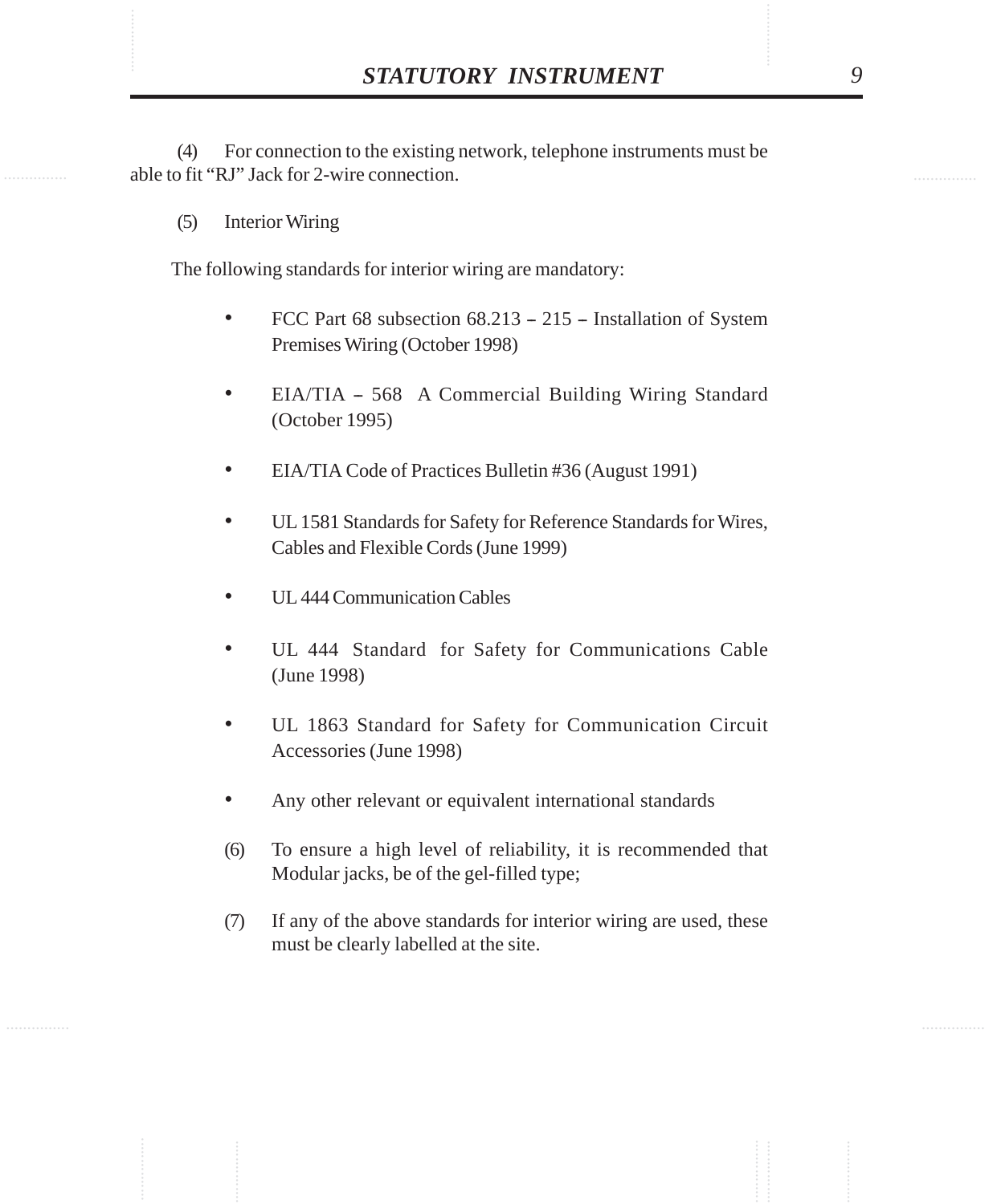(4) For connection to the existing network, telephone instruments must be able to fit “RJ” Jack for 2-wire connection.

(5) Interior Wiring

The following standards for interior wiring are mandatory:

- FCC Part 68 subsection 68.213 – 215 – Installation of System Premises Wiring (October 1998)
- EIA/TIA – 568 A Commercial Building Wiring Standard (October 1995)
- EIA/TIA Code of Practices Bulletin #36 (August 1991)
- UL 1581 Standards for Safety for Reference Standards for Wires, Cables and Flexible Cords (June 1999)
- UL 444 Communication Cables
- UL 444 Standard for Safety for Communications Cable (June 1998)
- UL 1863 Standard for Safety for Communication Circuit Accessories (June 1998)
- Any other relevant or equivalent international standards

(6) To ensure a high level of reliability, it is recommended that Modular jacks, be of the gel-filled type;

(7) If any of the above standards for interior wiring are used, these must be clearly labelled at the site.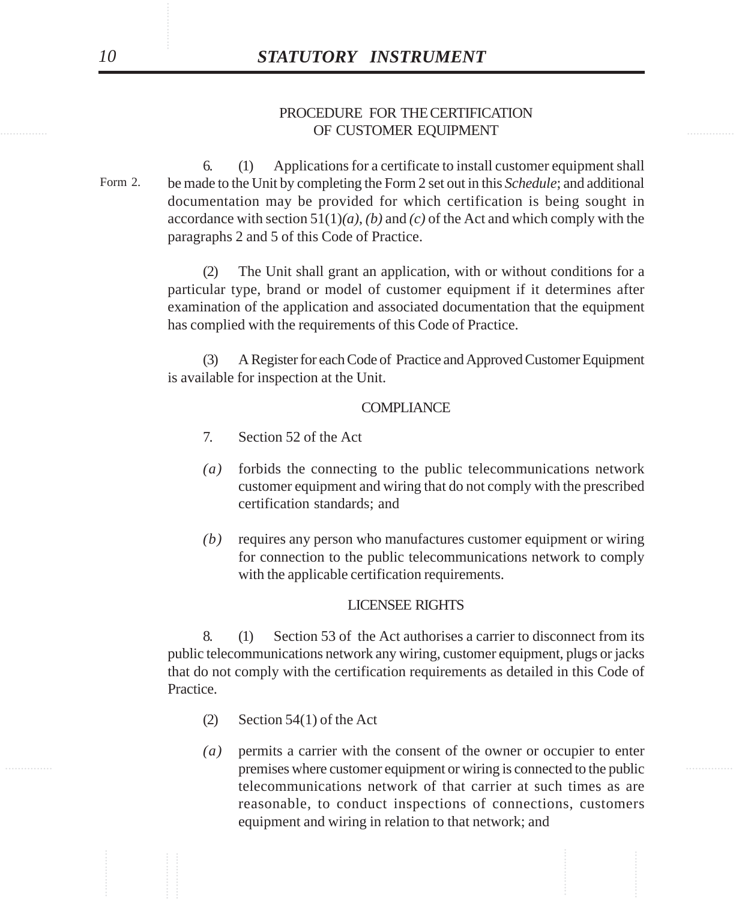## PROCEDURE FOR THE CERTIFICATION OF CUSTOMER EQUIPMENT

6. (1) Applications for a certificate to install customer equipment shall be made to the Unit by completing the Form 2 set out in this *Schedule*; and additional documentation may be provided for which certification is being sought in accordance with section 51(1)*(a)*, *(b)* and *(c)* of the Act and which comply with the paragraphs 2 and 5 of this Code of Practice.

Form 2.

(2) The Unit shall grant an application, with or without conditions for a particular type, brand or model of customer equipment if it determines after examination of the application and associated documentation that the equipment has complied with the requirements of this Code of Practice.

(3) A Register for each Code of Practice and Approved Customer Equipment is available for inspection at the Unit.

## COMPLIANCE

7. Section 52 of the Act

*(a)* forbids the connecting to the public telecommunications network customer equipment and wiring that do not comply with the prescribed certification standards; and

*(b)* requires any person who manufactures customer equipment or wiring for connection to the public telecommunications network to comply with the applicable certification requirements.

## LICENSEE RIGHTS

8. (1) Section 53 of the Act authorises a carrier to disconnect from its public telecommunications network any wiring, customer equipment, plugs or jacks that do not comply with the certification requirements as detailed in this Code of Practice.

(2) Section 54(1) of the Act

*(a)* permits a carrier with the consent of the owner or occupier to enter premises where customer equipment or wiring is connected to the public telecommunications network of that carrier at such times as are reasonable, to conduct inspections of connections, customers equipment and wiring in relation to that network; and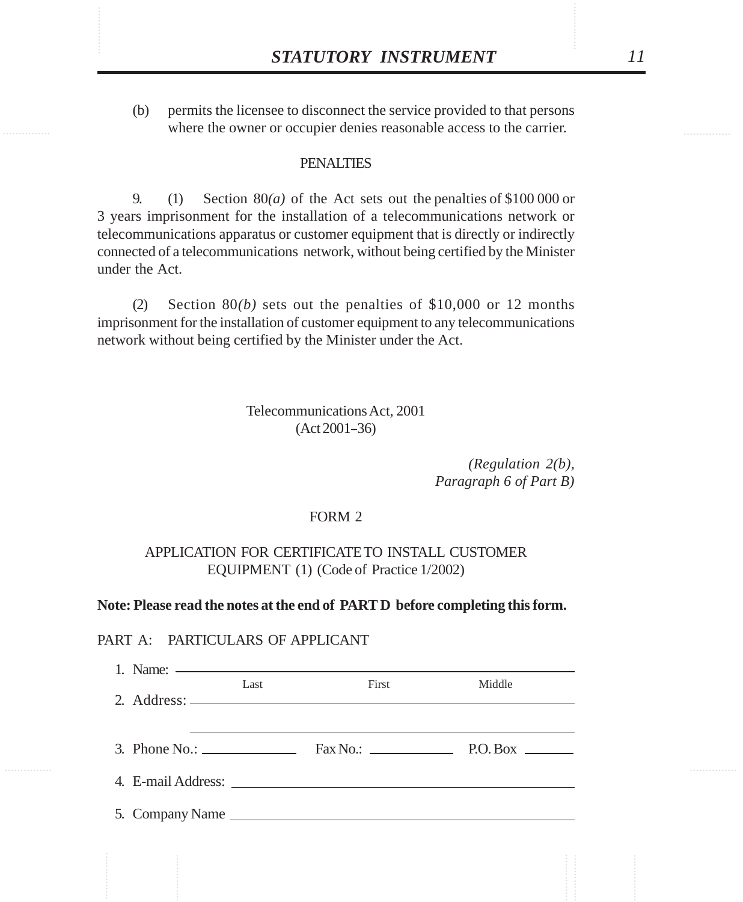(b) permits the licensee to disconnect the service provided to that persons where the owner or occupier denies reasonable access to the carrier.

PENALTIES

9. (1) Section 80*(a)* of the Act sets out the penalties of $100 000 or 3 years imprisonment for the installation of a telecommunications network or telecommunications apparatus or customer equipment that is directly or indirectly connected of a telecommunications network, without being certified by the Minister under the Act.

(2) Section 80*(b)* sets out the penalties of $10,000 or 12 months imprisonment for the installation of customer equipment to any telecommunications network without being certified by the Minister under the Act.

Telecommunications Act, 2001
(Act 2001–36)

*(Regulation 2(b), Paragraph 6 of Part B)*

FORM 2

APPLICATION FOR CERTIFICATE TO INSTALL CUSTOMER EQUIPMENT (1) (Code of Practice 1/2002)

**Note: Please read the notes at the end of PART D before completing this form.**

PART A: PARTICULARS OF APPLICANT

1. Name: ______________________________________________
   Last First Middle
2. Address: ______________________________________________
   ______________________________________________
3. Phone No.: ____________ Fax No.: ____________ P.O. Box ________
4. E-mail Address: ______________________________________________
5. Company Name ______________________________________________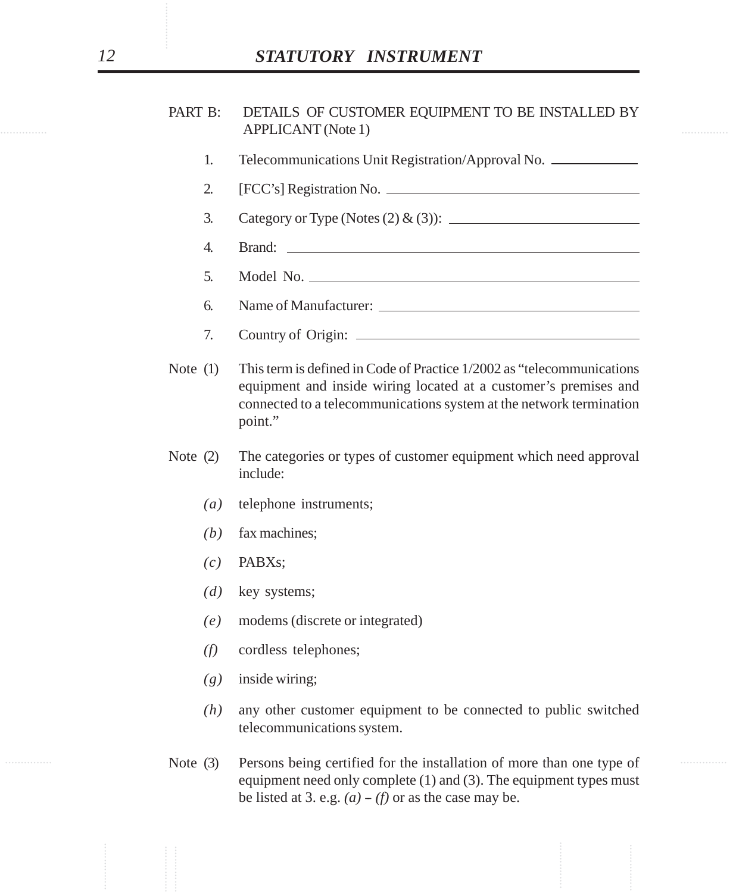PART B: DETAILS OF CUSTOMER EQUIPMENT TO BE INSTALLED BY APPLICANT (Note 1)

1. Telecommunications Unit Registration/Approval No. ____________
2. [FCC's] Registration No. ____________
3. Category or Type (Notes (2) & (3)): ____________
4. Brand: ____________
5. Model No. ____________
6. Name of Manufacturer: ____________
7. Country of Origin: ____________

Note (1) This term is defined in Code of Practice 1/2002 as "telecommunications equipment and inside wiring located at a customer's premises and connected to a telecommunications system at the network termination point."

Note (2) The categories or types of customer equipment which need approval include:

*(a)* telephone instruments;

*(b)* fax machines;

*(c)* PABXs;

*(d)* key systems;

*(e)* modems (discrete or integrated)

*(f)* cordless telephones;

*(g)* inside wiring;

*(h)* any other customer equipment to be connected to public switched telecommunications system.

Note (3) Persons being certified for the installation of more than one type of equipment need only complete (1) and (3). The equipment types must be listed at 3. e.g. *(a)* – *(f)* or as the case may be.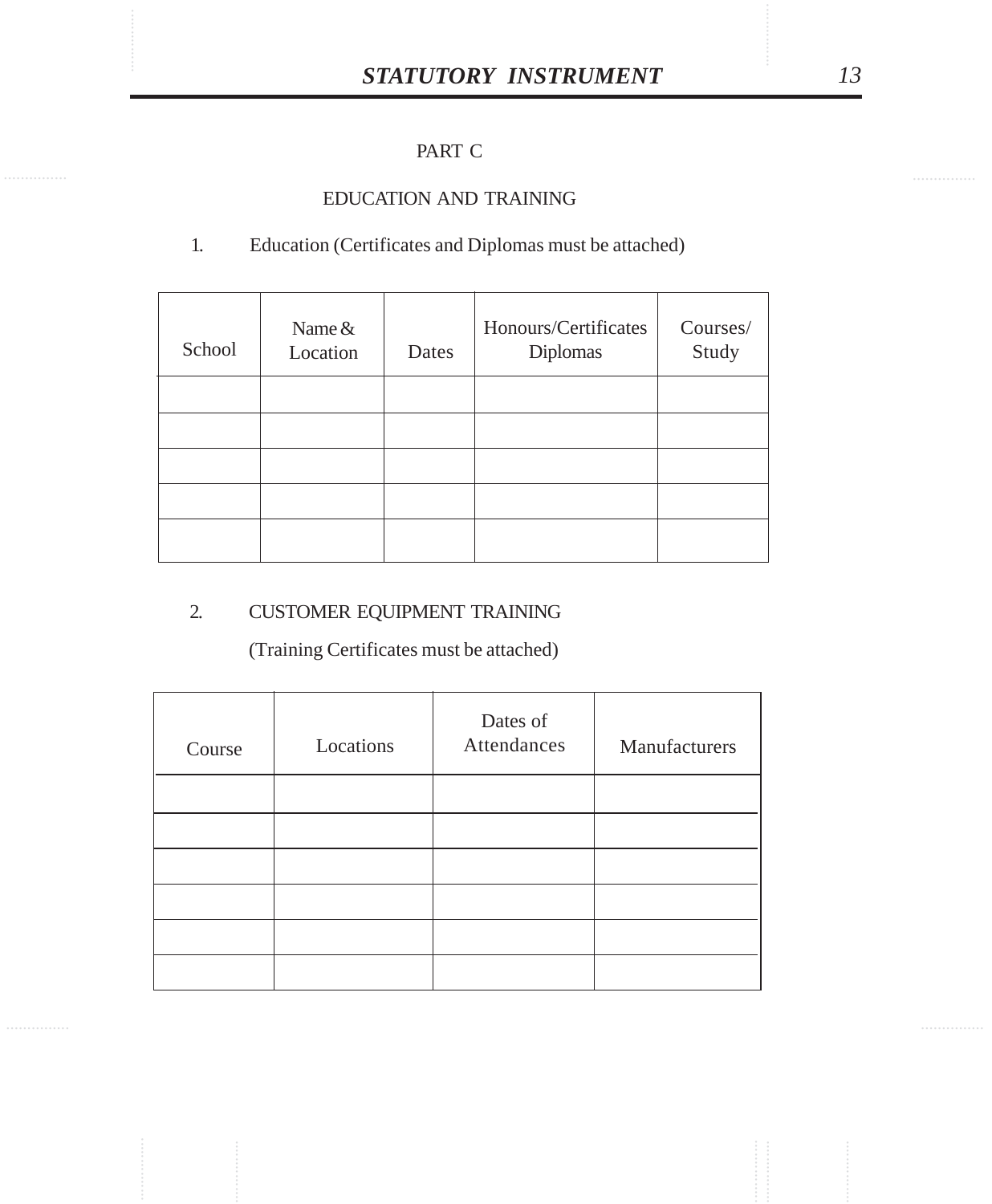## PART C

## EDUCATION AND TRAINING

1. Education (Certificates and Diplomas must be attached)

| School | Name & Location | Dates | Honours/Certificates Diplomas | Courses/ Study |
|---|---|---|---|---|
| | | | | |
| | | | | |
| | | | | |
| | | | | |
| | | | | |

2. CUSTOMER EQUIPMENT TRAINING

(Training Certificates must be attached)

| Course | Locations | Dates of Attendances | Manufacturers |
|---|---|---|---|
| | | | |
| | | | |
| | | | |
| | | | |
| | | | |
| | | | |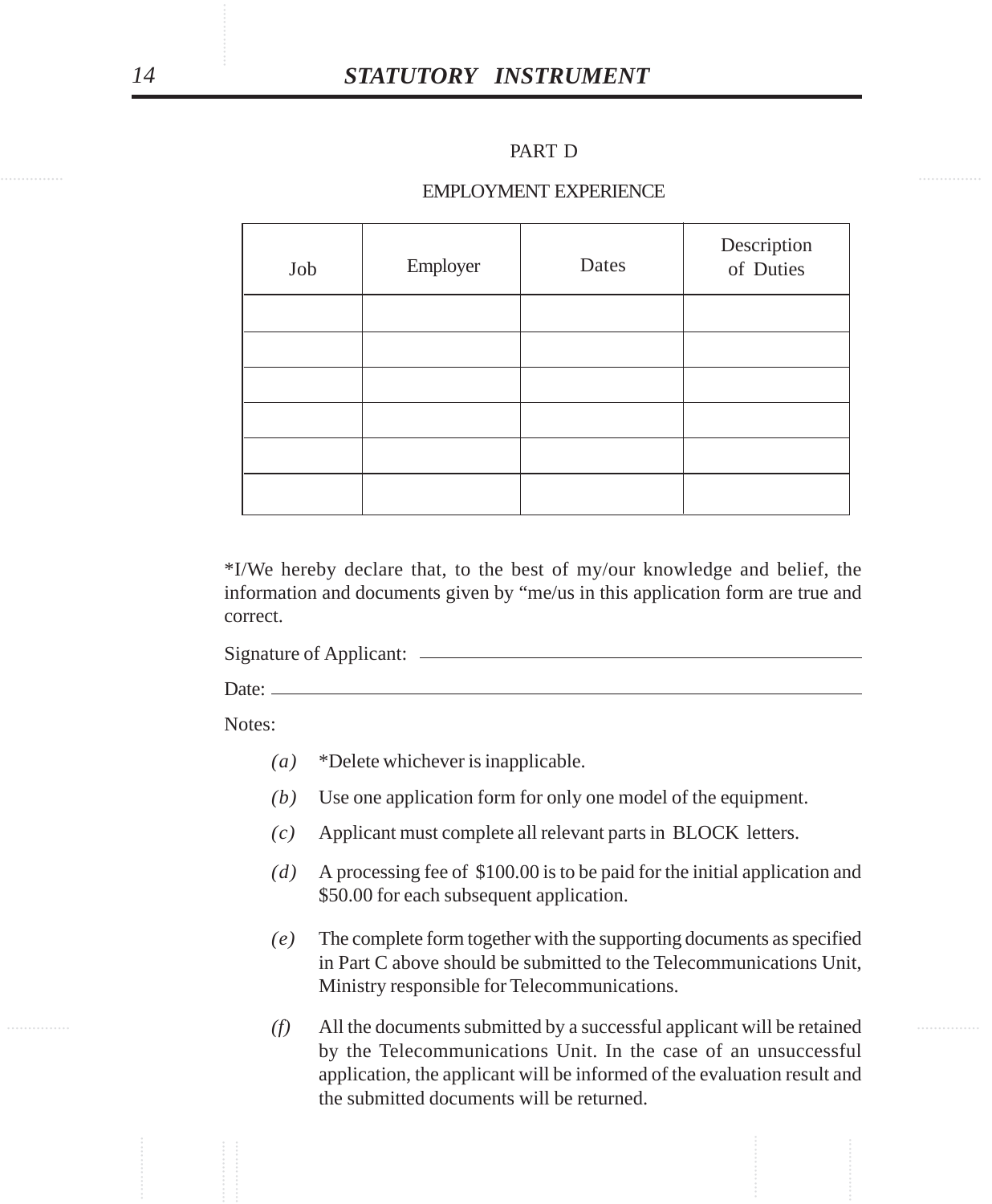PART D

EMPLOYMENT EXPERIENCE

| Job | Employer | Dates | Description of Duties |
|---|---|---|---|
| | | | |
| | | | |
| | | | |
| | | | |
| | | | |
| | | | |

*I/We hereby declare that, to the best of my/our knowledge and belief, the information and documents given by "me/us in this application form are true and correct.

Signature of Applicant: ______________________________

Date: ______________________________

Notes:

*(a)* *Delete whichever is inapplicable.

*(b)* Use one application form for only one model of the equipment.

*(c)* Applicant must complete all relevant parts in BLOCK letters.

*(d)* A processing fee of $100.00 is to be paid for the initial application and $50.00 for each subsequent application.

*(e)* The complete form together with the supporting documents as specified in Part C above should be submitted to the Telecommunications Unit, Ministry responsible for Telecommunications.

*(f)* All the documents submitted by a successful applicant will be retained by the Telecommunications Unit. In the case of an unsuccessful application, the applicant will be informed of the evaluation result and the submitted documents will be returned.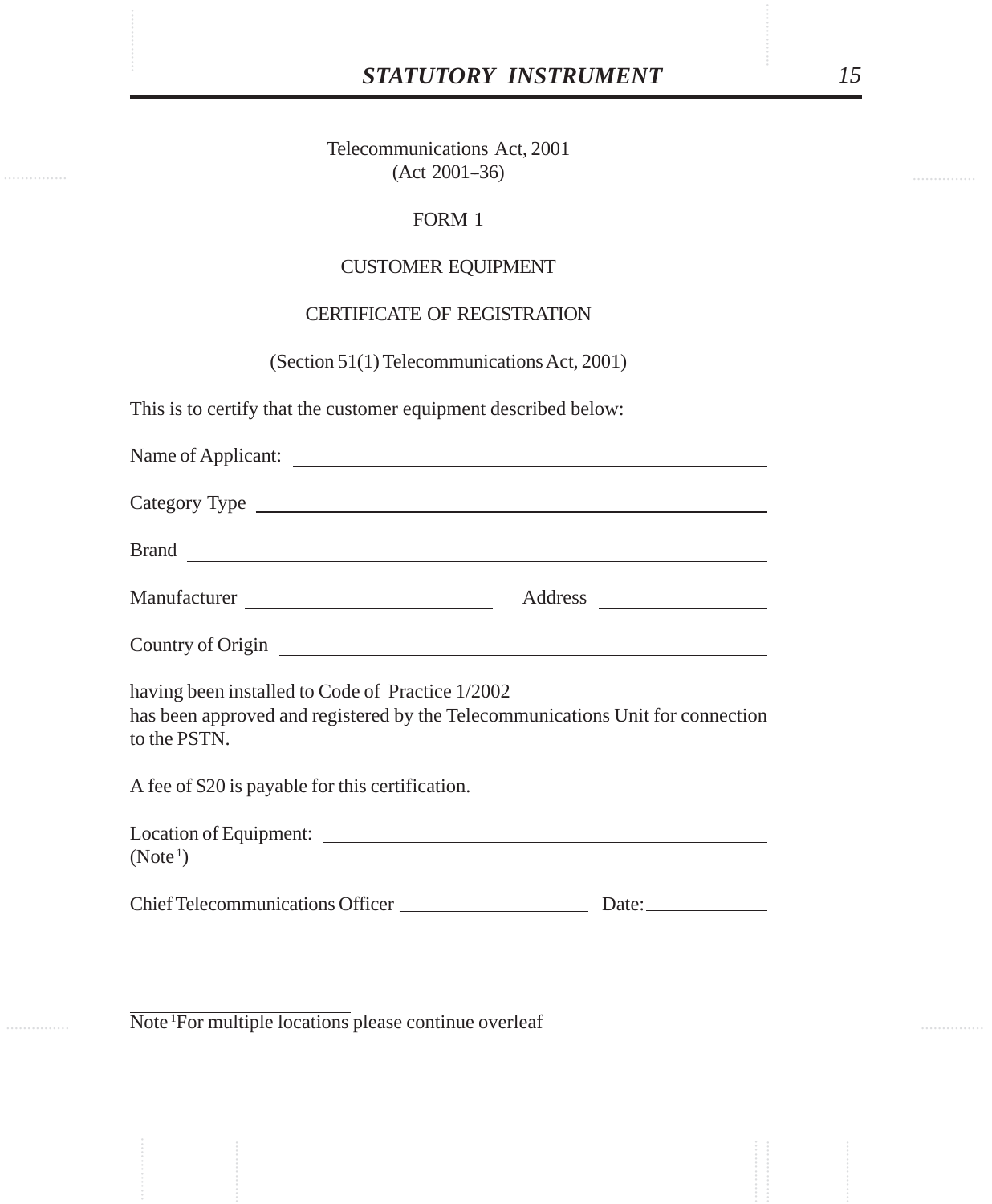Telecommunications Act, 2001
(Act 2001–36)

FORM 1

CUSTOMER EQUIPMENT

CERTIFICATE OF REGISTRATION

(Section 51(1) Telecommunications Act, 2001)

This is to certify that the customer equipment described below:

Name of Applicant: ______________________________

Category Type ______________________________

Brand ______________________________

Manufacturer ____________________ Address ______________

Country of Origin ______________________________

having been installed to Code of Practice 1/2002
has been approved and registered by the Telecommunications Unit for connection to the PSTN.

A fee of $20 is payable for this certification.

Location of Equipment: ______________________________
(Note [1])

Chief Telecommunications Officer ________________ Date: __________

---

Note [1] For multiple locations please continue overleaf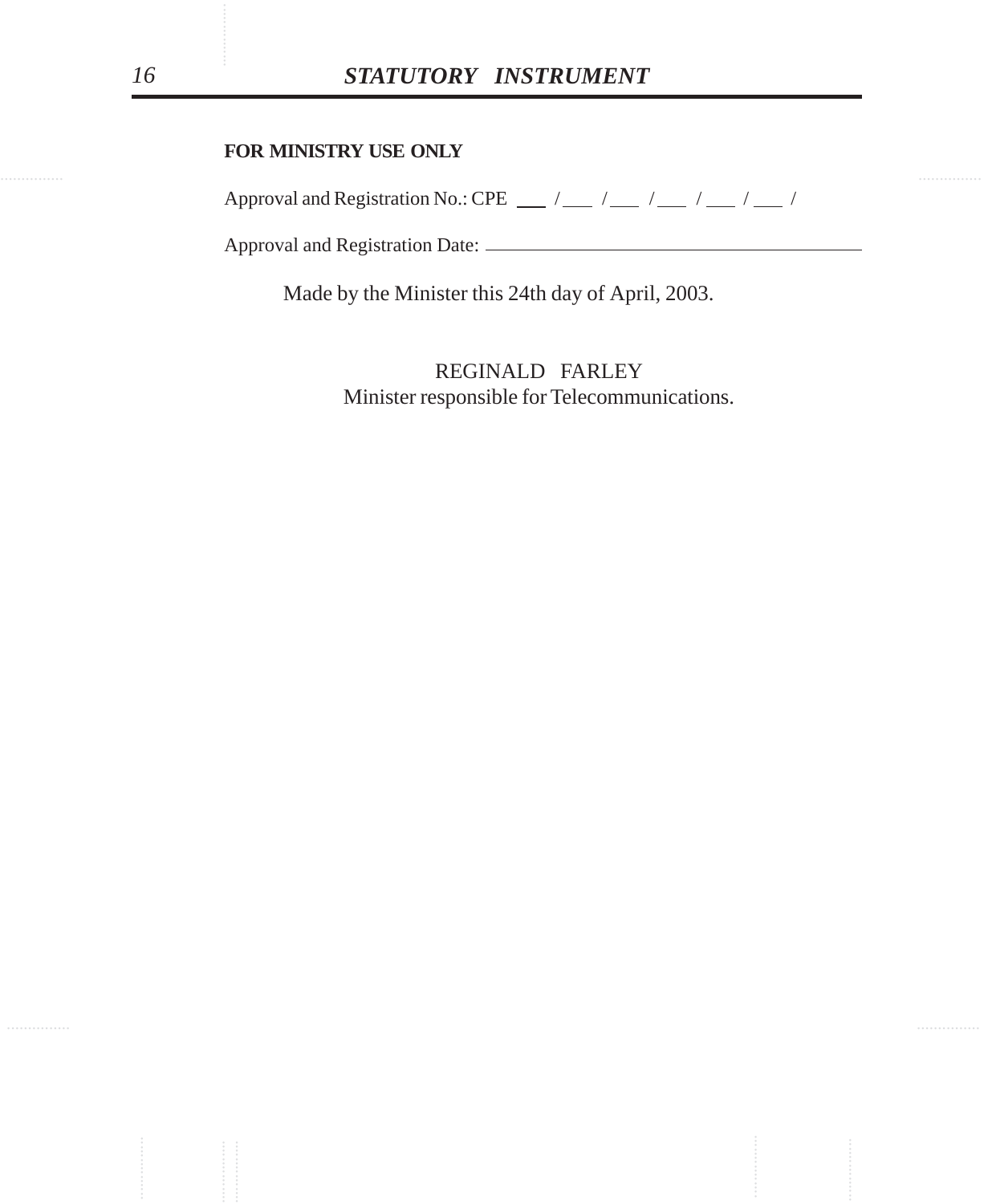**FOR MINISTRY USE ONLY**

Approval and Registration No.: CPE \_\_\_ / \_\_\_ / \_\_\_ / \_\_\_ / \_\_\_ / \_\_\_ /

Approval and Registration Date: \_\_\_\_\_\_\_\_\_\_\_\_\_\_\_\_\_\_\_\_\_\_\_\_\_\_\_\_\_\_\_\_\_\_\_\_\_\_

Made by the Minister this 24th day of April, 2003.

REGINALD FARLEY
Minister responsible for Telecommunications.